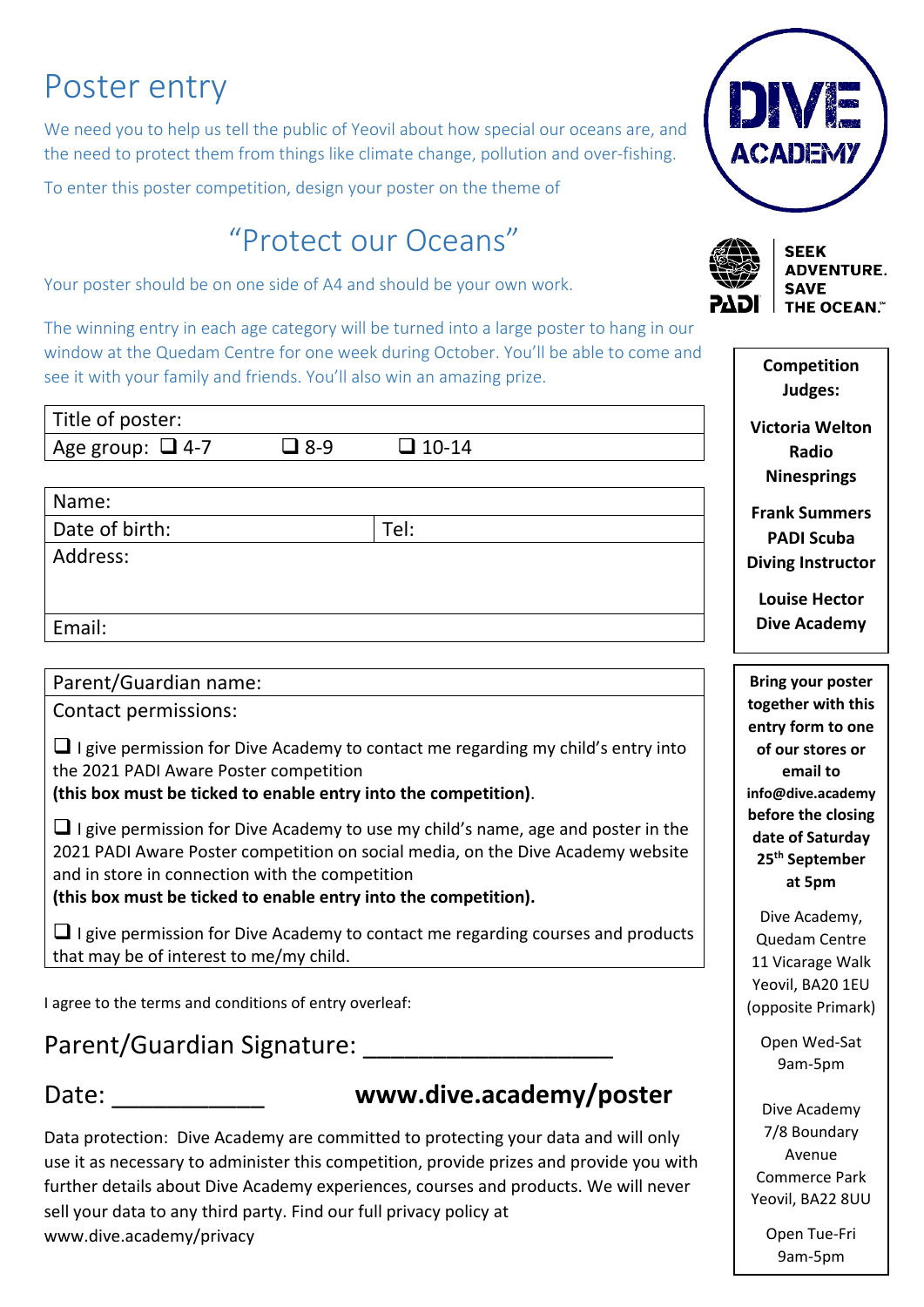# Poster entry

We need you to help us tell the public of Yeovil about how special our oceans are, and the need to protect them from things like climate change, pollution and over-fishing.

To enter this poster competition, design your poster on the theme of

## "Protect our Oceans"

Your poster should be on one side of A4 and should be your own work.

The winning entry in each age category will be turned into a large poster to hang in our window at the Quedam Centre for one week during October. You'll be able to come and see it with your family and friends. You'll also win an amazing prize.

| Title of poster: | | |
|---|---|---|
| Age group: ❑ 4-7 | ❑ 8-9 | ❑ 10-14 |

| Name: | |
|---|---|
| Date of birth: | Tel: |
| Address: | |
| Email: | |

Parent/Guardian name:

Contact permissions:

❑ I give permission for Dive Academy to contact me regarding my child's entry into the 2021 PADI Aware Poster competition
**(this box must be ticked to enable entry into the competition)**.

❑ I give permission for Dive Academy to use my child's name, age and poster in the 2021 PADI Aware Poster competition on social media, on the Dive Academy website and in store in connection with the competition
**(this box must be ticked to enable entry into the competition).**

❑ I give permission for Dive Academy to contact me regarding courses and products that may be of interest to me/my child.

I agree to the terms and conditions of entry overleaf:

Parent/Guardian Signature: ___________________

Date: ___________

**www.dive.academy/poster**

Data protection: Dive Academy are committed to protecting your data and will only use it as necessary to administer this competition, provide prizes and provide you with further details about Dive Academy experiences, courses and products. We will never sell your data to any third party. Find our full privacy policy at www.dive.academy/privacy

DIVE ACADEMY

PADI — SEEK ADVENTURE. SAVE THE OCEAN.™

**Competition Judges:**

**Victoria Welton**
**Radio Ninesprings**

**Frank Summers**
**PADI Scuba Diving Instructor**

**Louise Hector**
**Dive Academy**

**Bring your poster together with this entry form to one of our stores or email to info@dive.academy before the closing date of Saturday 25th September at 5pm**

Dive Academy,
Quedam Centre
11 Vicarage Walk
Yeovil, BA20 1EU
(opposite Primark)

Open Wed-Sat
9am-5pm

Dive Academy
7/8 Boundary Avenue
Commerce Park
Yeovil, BA22 8UU

Open Tue-Fri
9am-5pm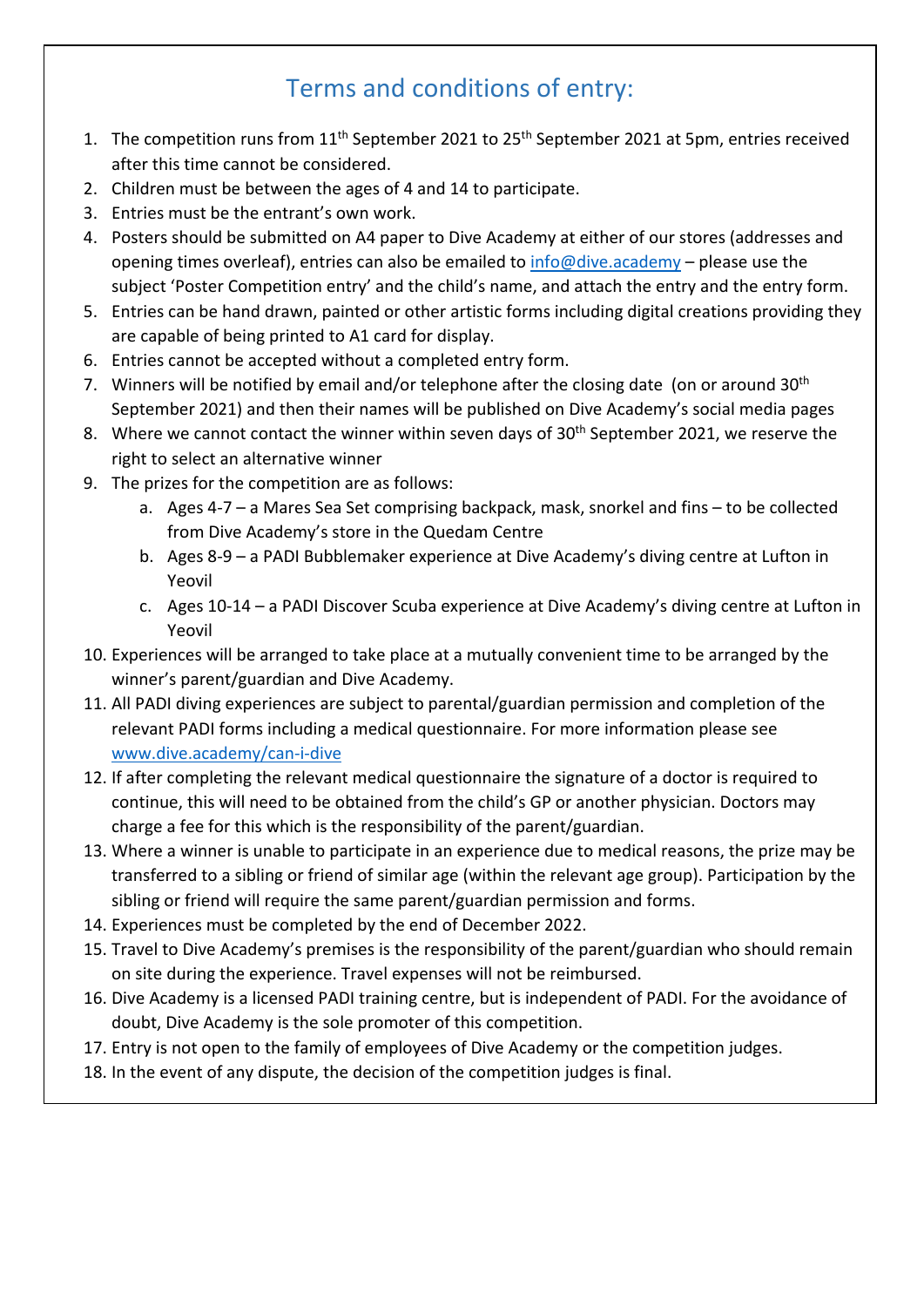## Terms and conditions of entry:

1. The competition runs from 11th September 2021 to 25th September 2021 at 5pm, entries received after this time cannot be considered.
2. Children must be between the ages of 4 and 14 to participate.
3. Entries must be the entrant's own work.
4. Posters should be submitted on A4 paper to Dive Academy at either of our stores (addresses and opening times overleaf), entries can also be emailed to info@dive.academy – please use the subject 'Poster Competition entry' and the child's name, and attach the entry and the entry form.
5. Entries can be hand drawn, painted or other artistic forms including digital creations providing they are capable of being printed to A1 card for display.
6. Entries cannot be accepted without a completed entry form.
7. Winners will be notified by email and/or telephone after the closing date (on or around 30th September 2021) and then their names will be published on Dive Academy's social media pages
8. Where we cannot contact the winner within seven days of 30th September 2021, we reserve the right to select an alternative winner
9. The prizes for the competition are as follows:
   a. Ages 4-7 – a Mares Sea Set comprising backpack, mask, snorkel and fins – to be collected from Dive Academy's store in the Quedam Centre
   b. Ages 8-9 – a PADI Bubblemaker experience at Dive Academy's diving centre at Lufton in Yeovil
   c. Ages 10-14 – a PADI Discover Scuba experience at Dive Academy's diving centre at Lufton in Yeovil
10. Experiences will be arranged to take place at a mutually convenient time to be arranged by the winner's parent/guardian and Dive Academy.
11. All PADI diving experiences are subject to parental/guardian permission and completion of the relevant PADI forms including a medical questionnaire. For more information please see www.dive.academy/can-i-dive
12. If after completing the relevant medical questionnaire the signature of a doctor is required to continue, this will need to be obtained from the child's GP or another physician. Doctors may charge a fee for this which is the responsibility of the parent/guardian.
13. Where a winner is unable to participate in an experience due to medical reasons, the prize may be transferred to a sibling or friend of similar age (within the relevant age group). Participation by the sibling or friend will require the same parent/guardian permission and forms.
14. Experiences must be completed by the end of December 2022.
15. Travel to Dive Academy's premises is the responsibility of the parent/guardian who should remain on site during the experience. Travel expenses will not be reimbursed.
16. Dive Academy is a licensed PADI training centre, but is independent of PADI. For the avoidance of doubt, Dive Academy is the sole promoter of this competition.
17. Entry is not open to the family of employees of Dive Academy or the competition judges.
18. In the event of any dispute, the decision of the competition judges is final.